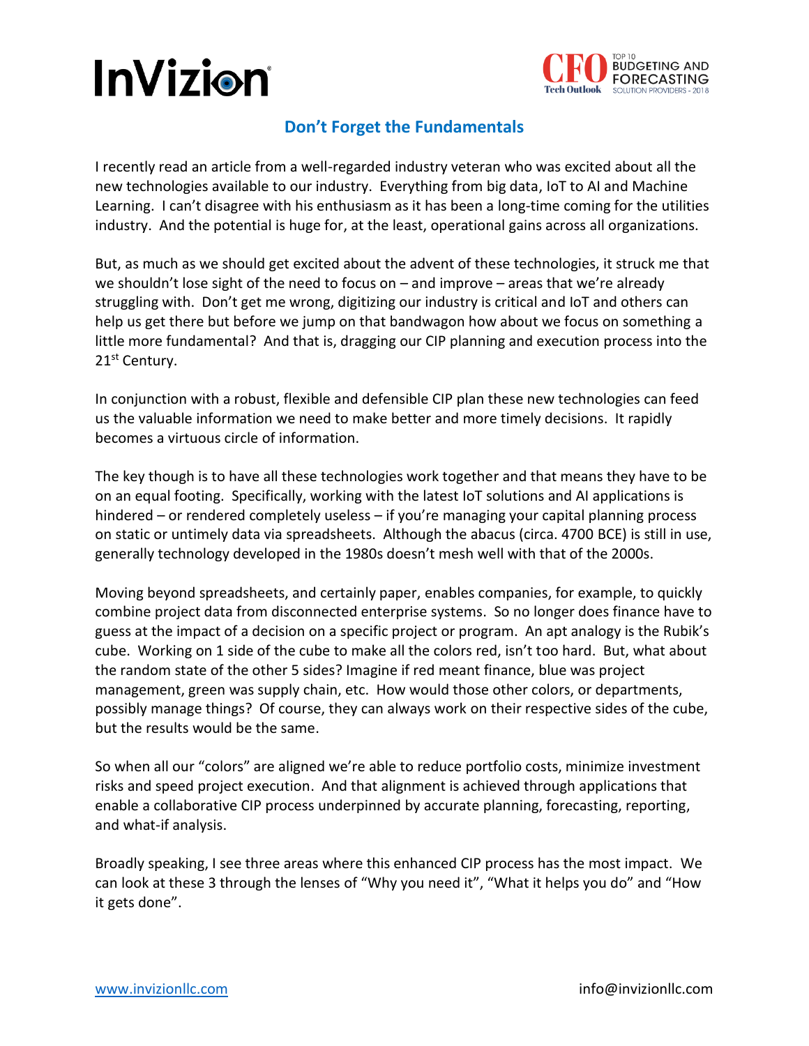# Don't Forget the Fundamentals

I recently read an article from a well-regarded industry veteran who was excited about all the new technologies available to our industry. Everything from big data, IoT to AI and Machine Learning. I can't disagree with his enthusiasm as it has been a long-time coming for the utilities industry. And the potential is huge for, at the least, operational gains across all organizations.

But, as much as we should get excited about the advent of these technologies, it struck me that we shouldn't lose sight of the need to focus on – and improve – areas that we're already struggling with. Don't get me wrong, digitizing our industry is critical and IoT and others can help us get there but before we jump on that bandwagon how about we focus on something a little more fundamental? And that is, dragging our CIP planning and execution process into the 21st Century.

In conjunction with a robust, flexible and defensible CIP plan these new technologies can feed us the valuable information we need to make better and more timely decisions. It rapidly becomes a virtuous circle of information.

The key though is to have all these technologies work together and that means they have to be on an equal footing. Specifically, working with the latest IoT solutions and AI applications is hindered – or rendered completely useless – if you're managing your capital planning process on static or untimely data via spreadsheets. Although the abacus (circa. 4700 BCE) is still in use, generally technology developed in the 1980s doesn't mesh well with that of the 2000s.

Moving beyond spreadsheets, and certainly paper, enables companies, for example, to quickly combine project data from disconnected enterprise systems. So no longer does finance have to guess at the impact of a decision on a specific project or program. An apt analogy is the Rubik's cube. Working on 1 side of the cube to make all the colors red, isn't too hard. But, what about the random state of the other 5 sides? Imagine if red meant finance, blue was project management, green was supply chain, etc. How would those other colors, or departments, possibly manage things? Of course, they can always work on their respective sides of the cube, but the results would be the same.

So when all our "colors" are aligned we're able to reduce portfolio costs, minimize investment risks and speed project execution. And that alignment is achieved through applications that enable a collaborative CIP process underpinned by accurate planning, forecasting, reporting, and what-if analysis.

Broadly speaking, I see three areas where this enhanced CIP process has the most impact. We can look at these 3 through the lenses of "Why you need it", "What it helps you do" and "How it gets done".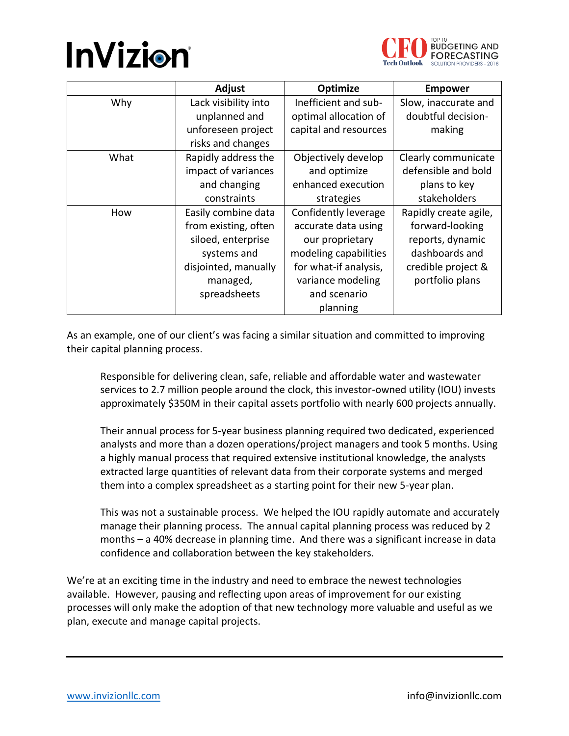| | Adjust | Optimize | Empower |
| --- | --- | --- | --- |
| Why | Lack visibility into unplanned and unforeseen project risks and changes | Inefficient and sub-optimal allocation of capital and resources | Slow, inaccurate and doubtful decision-making |
| What | Rapidly address the impact of variances and changing constraints | Objectively develop and optimize enhanced execution strategies | Clearly communicate defensible and bold plans to key stakeholders |
| How | Easily combine data from existing, often siloed, enterprise systems and disjointed, manually managed, spreadsheets | Confidently leverage accurate data using our proprietary modeling capabilities for what-if analysis, variance modeling and scenario planning | Rapidly create agile, forward-looking reports, dynamic dashboards and credible project & portfolio plans |

As an example, one of our client's was facing a similar situation and committed to improving their capital planning process.

> Responsible for delivering clean, safe, reliable and affordable water and wastewater services to 2.7 million people around the clock, this investor-owned utility (IOU) invests approximately $350M in their capital assets portfolio with nearly 600 projects annually.
>
> Their annual process for 5-year business planning required two dedicated, experienced analysts and more than a dozen operations/project managers and took 5 months. Using a highly manual process that required extensive institutional knowledge, the analysts extracted large quantities of relevant data from their corporate systems and merged them into a complex spreadsheet as a starting point for their new 5-year plan.
>
> This was not a sustainable process. We helped the IOU rapidly automate and accurately manage their planning process. The annual capital planning process was reduced by 2 months – a 40% decrease in planning time. And there was a significant increase in data confidence and collaboration between the key stakeholders.

We're at an exciting time in the industry and need to embrace the newest technologies available. However, pausing and reflecting upon areas of improvement for our existing processes will only make the adoption of that new technology more valuable and useful as we plan, execute and manage capital projects.